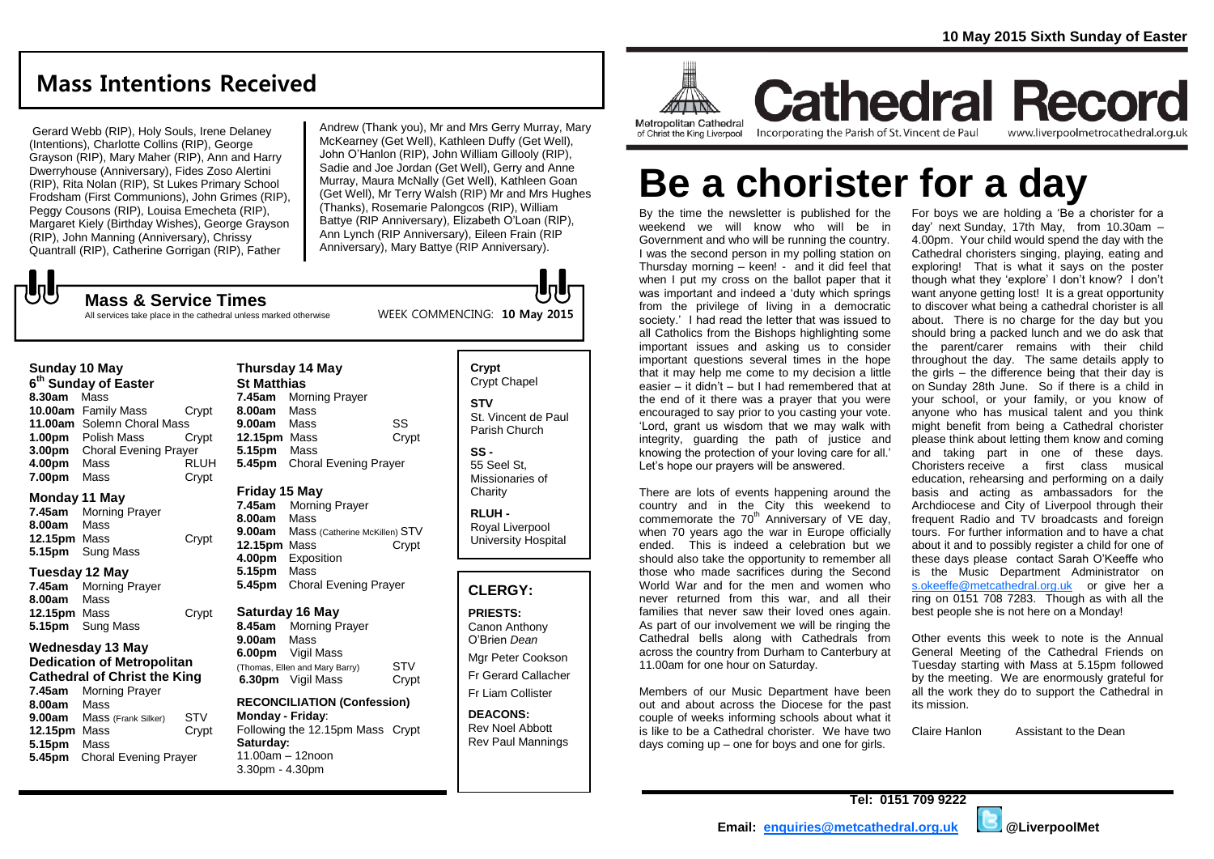10 May 2015 Sixth Sunday of Easter

## Mass Intentions Received

Gerard Webb (RIP), Holy Souls, Irene Delaney (Intentions), Charlotte Collins (RIP), George Grayson (RIP), Mary Maher (RIP), Ann and Harry Dwerryhouse (Anniversary), Fides Zoso Alertini (RIP), Rita Nolan (RIP), St Lukes Primary School Frodsham (First Communions), John Grimes (RIP), Peggy Cousons (RIP), Louisa Emecheta (RIP), Margaret Kiely (Birthday Wishes), George Grayson (RIP), John Manning (Anniversary), Chrissy Quantrall (RIP), Catherine Gorrigan (RIP), Father Andrew (Thank you), Mr and Mrs Gerry Murray, Mary McKearney (Get Well), Kathleen Duffy (Get Well), John O'Hanlon (RIP), John William Gillooly (RIP), Sadie and Joe Jordan (Get Well), Gerry and Anne Murray, Maura McNally (Get Well), Kathleen Goan (Get Well), Mr Terry Walsh (RIP) Mr and Mrs Hughes (Thanks), Rosemarie Palongcos (RIP), William Battye (RIP Anniversary), Elizabeth O'Loan (RIP), Ann Lynch (RIP Anniversary), Eileen Frain (RIP Anniversary), Mary Battye (RIP Anniversary).

## Mass & Service Times

All services take place in the cathedral unless marked otherwise

WEEK COMMENCING: **10 May 2015**

### Sunday 10 May
**6th Sunday of Easter**

| | | |
|---|---|---|
| **8.30am** | Mass | |
| **10.00am** | Family Mass | Crypt |
| **11.00am** | Solemn Choral Mass | |
| **1.00pm** | Polish Mass | Crypt |
| **3.00pm** | Choral Evening Prayer | |
| **4.00pm** | Mass | RLUH |
| **7.00pm** | Mass | Crypt |

### Monday 11 May

| | | |
|---|---|---|
| **7.45am** | Morning Prayer | |
| **8.00am** | Mass | |
| **12.15pm** | Mass | Crypt |
| **5.15pm** | Sung Mass | |

### Tuesday 12 May

| | | |
|---|---|---|
| **7.45am** | Morning Prayer | |
| **8.00am** | Mass | |
| **12.15pm** | Mass | Crypt |
| **5.15pm** | Sung Mass | |

### Wednesday 13 May
**Dedication of Metropolitan Cathedral of Christ the King**

| | | |
|---|---|---|
| **7.45am** | Morning Prayer | |
| **8.00am** | Mass | |
| **9.00am** | Mass (Frank Silker) | STV |
| **12.15pm** | Mass | Crypt |
| **5.15pm** | Mass | |
| **5.45pm** | Choral Evening Prayer | |

### Thursday 14 May
**St Matthias**

| | | |
|---|---|---|
| **7.45am** | Morning Prayer | |
| **8.00am** | Mass | |
| **9.00am** | Mass | SS |
| **12.15pm** | Mass | Crypt |
| **5.15pm** | Mass | |
| **5.45pm** | Choral Evening Prayer | |

### Friday 15 May

| | | |
|---|---|---|
| **7.45am** | Morning Prayer | |
| **8.00am** | Mass | |
| **9.00am** | Mass (Catherine McKillen) | STV |
| **12.15pm** | Mass | Crypt |
| **4.00pm** | Exposition | |
| **5.15pm** | Mass | |
| **5.45pm** | Choral Evening Prayer | |

### Saturday 16 May

| | | |
|---|---|---|
| **8.45am** | Morning Prayer | |
| **9.00am** | Mass | |
| **6.00pm** | Vigil Mass (Thomas, Ellen and Mary Barry) | STV |
| **6.30pm** | Vigil Mass | Crypt |

**RECONCILIATION (Confession)**
**Monday - Friday**: Following the 12.15pm Mass Crypt
**Saturday:** 11.00am – 12noon 3.30pm - 4.30pm

**Crypt** Crypt Chapel
**STV** St. Vincent de Paul Parish Church
**SS -** 55 Seel St, Missionaries of Charity
**RLUH -** Royal Liverpool University Hospital

### CLERGY:

**PRIESTS:**
Canon Anthony O'Brien *Dean*
Mgr Peter Cookson
Fr Gerard Callacher
Fr Liam Collister

**DEACONS:**
Rev Noel Abbott
Rev Paul Mannings

# Cathedral Record

Metropolitan Cathedral of Christ the King Liverpool — Incorporating the Parish of St. Vincent de Paul — www.liverpoolmetrocathedral.org.uk

# Be a chorister for a day

By the time the newsletter is published for the weekend we will know who will be in Government and who will be running the country. I was the second person in my polling station on Thursday morning – keen! - and it did feel that when I put my cross on the ballot paper that it was important and indeed a 'duty which springs from the privilege of living in a democratic society.' I had read the letter that was issued to all Catholics from the Bishops highlighting some important issues and asking us to consider important questions several times in the hope that it may help me come to my decision a little easier – it didn't – but I had remembered that at the end of it there was a prayer that you were encouraged to say prior to you casting your vote. 'Lord, grant us wisdom that we may walk with integrity, guarding the path of justice and knowing the protection of your loving care for all.' Let's hope our prayers will be answered.

There are lots of events happening around the country and in the City this weekend to commemorate the 70th Anniversary of VE day, when 70 years ago the war in Europe officially ended. This is indeed a celebration but we should also take the opportunity to remember all those who made sacrifices during the Second World War and for the men and women who never returned from this war, and all their families that never saw their loved ones again. As part of our involvement we will be ringing the Cathedral bells along with Cathedrals from across the country from Durham to Canterbury at 11.00am for one hour on Saturday.

Members of our Music Department have been out and about across the Diocese for the past couple of weeks informing schools about what it is like to be a Cathedral chorister. We have two days coming up – one for boys and one for girls.

For boys we are holding a 'Be a chorister for a day' next Sunday, 17th May, from 10.30am – 4.00pm. Your child would spend the day with the Cathedral choristers singing, playing, eating and exploring! That is what it says on the poster though what they 'explore' I don't know? I don't want anyone getting lost! It is a great opportunity to discover what being a cathedral chorister is all about. There is no charge for the day but you should bring a packed lunch and we do ask that the parent/carer remains with their child throughout the day. The same details apply to the girls – the difference being that their day is on Sunday 28th June. So if there is a child in your school, or your family, or you know of anyone who has musical talent and you think might benefit from being a Cathedral chorister please think about letting them know and coming and taking part in one of these days. Choristers receive a first class musical education, rehearsing and performing on a daily basis and acting as ambassadors for the Archdiocese and City of Liverpool through their frequent Radio and TV broadcasts and foreign tours. For further information and to have a chat about it and to possibly register a child for one of these days please contact Sarah O'Keeffe who is the Music Department Administrator on s.okeeffe@metcathedral.org.uk or give her a ring on 0151 708 7283. Though as with all the best people she is not here on a Monday!

Other events this week to note is the Annual General Meeting of the Cathedral Friends on Tuesday starting with Mass at 5.15pm followed by the meeting. We are enormously grateful for all the work they do to support the Cathedral in its mission.

Claire Hanlon    Assistant to the Dean

**Tel: 0151 709 9222**
**Email: enquiries@metcathedral.org.uk** @LiverpoolMet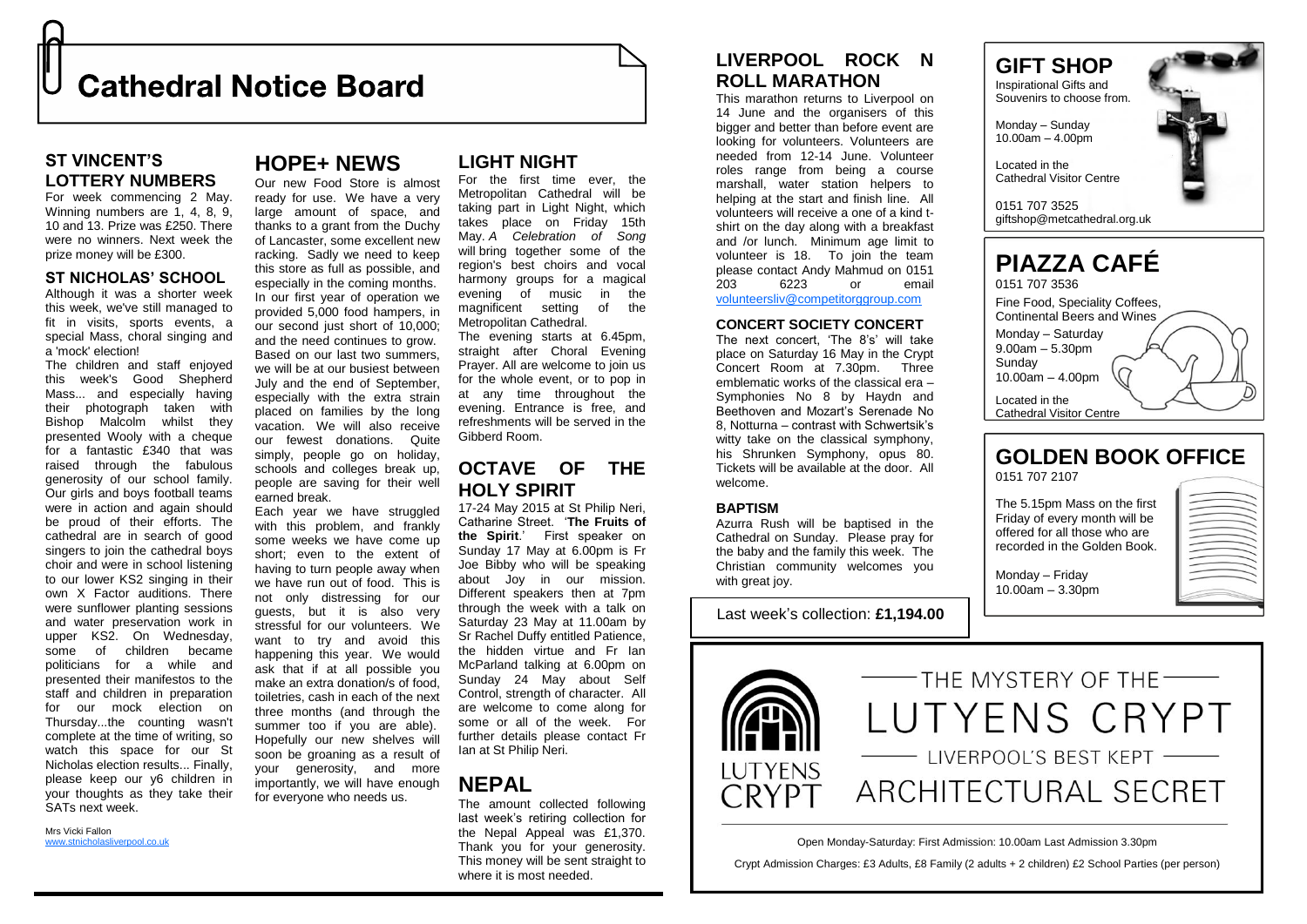# Cathedral Notice Board

## ST VINCENT'S LOTTERY NUMBERS

For week commencing 2 May. Winning numbers are 1, 4, 8, 9, 10 and 13. Prize was £250. There were no winners. Next week the prize money will be £300.

### ST NICHOLAS' SCHOOL

Although it was a shorter week this week, we've still managed to fit in visits, sports events, a special Mass, choral singing and a 'mock' election!

The children and staff enjoyed this week's Good Shepherd Mass... and especially having their photograph taken with Bishop Malcolm whilst they presented Wooly with a cheque for a fantastic £340 that was raised through the fabulous generosity of our school family. Our girls and boys football teams were in action and again should be proud of their efforts. The cathedral are in search of good singers to join the cathedral boys choir and were in school listening to our lower KS2 singing in their own X Factor auditions. There were sunflower planting sessions and water preservation work in upper KS2. On Wednesday, some of children became politicians for a while and presented their manifestos to the staff and children in preparation for our mock election on Thursday...the counting wasn't complete at the time of writing, so watch this space for our St Nicholas election results... Finally, please keep our y6 children in your thoughts as they take their SATs next week.

Mrs Vicki Fallon
www.stnicholasliverpool.co.uk

## HOPE+ NEWS

Our new Food Store is almost ready for use. We have a very large amount of space, and thanks to a grant from the Duchy of Lancaster, some excellent new racking. Sadly we need to keep this store as full as possible, and especially in the coming months. In our first year of operation we provided 5,000 food hampers, in our second just short of 10,000; and the need continues to grow. Based on our last two summers, we will be at our busiest between July and the end of September, especially with the extra strain placed on families by the long vacation. We will also receive our fewest donations. Quite simply, people go on holiday, schools and colleges break up, people are saving for their well earned break.

Each year we have struggled with this problem, and frankly some weeks we have come up short; even to the extent of having to turn people away when we have run out of food. This is not only distressing for our guests, but it is also very stressful for our volunteers. We want to try and avoid this happening this year. We would ask that if at all possible you make an extra donation/s of food, toiletries, cash in each of the next three months (and through the summer too if you are able). Hopefully our new shelves will soon be groaning as a result of your generosity, and more importantly, we will have enough for everyone who needs us.

## LIGHT NIGHT

For the first time ever, the Metropolitan Cathedral will be taking part in Light Night, which takes place on Friday 15th May. *A Celebration of Song* will bring together some of the region's best choirs and vocal harmony groups for a magical evening of music in the magnificent setting of the Metropolitan Cathedral.

The evening starts at 6.45pm, straight after Choral Evening Prayer. All are welcome to join us for the whole event, or to pop in at any time throughout the evening. Entrance is free, and refreshments will be served in the Gibberd Room.

## OCTAVE OF THE HOLY SPIRIT

17-24 May 2015 at St Philip Neri, Catharine Street. '**The Fruits of the Spirit**.' First speaker on Sunday 17 May at 6.00pm is Fr Joe Bibby who will be speaking about Joy in our mission. Different speakers then at 7pm through the week with a talk on Saturday 23 May at 11.00am by Sr Rachel Duffy entitled Patience, the hidden virtue and Fr Ian McParland talking at 6.00pm on Sunday 24 May about Self Control, strength of character. All are welcome to come along for some or all of the week. For further details please contact Fr Ian at St Philip Neri.

## NEPAL

The amount collected following last week's retiring collection for the Nepal Appeal was £1,370. Thank you for your generosity. This money will be sent straight to where it is most needed.

## LIVERPOOL ROCK N ROLL MARATHON

This marathon returns to Liverpool on 14 June and the organisers of this bigger and better than before event are looking for volunteers. Volunteers are needed from 12-14 June. Volunteer roles range from being a course marshall, water station helpers to helping at the start and finish line. All volunteers will receive a one of a kind t-shirt on the day along with a breakfast and /or lunch. Minimum age limit to volunteer is 18. To join the team please contact Andy Mahmud on 0151 203 6223 or email volunteersliv@competitorggroup.com

### CONCERT SOCIETY CONCERT

The next concert, 'The 8's' will take place on Saturday 16 May in the Crypt Concert Room at 7.30pm. Three emblematic works of the classical era – Symphonies No 8 by Haydn and Beethoven and Mozart's Serenade No 8, Notturna – contrast with Schwertsik's witty take on the classical symphony, his Shrunken Symphony, opus 80. Tickets will be available at the door. All welcome.

### BAPTISM

Azurra Rush will be baptised in the Cathedral on Sunday. Please pray for the baby and the family this week. The Christian community welcomes you with great joy.

Last week's collection: **£1,194.00**

## GIFT SHOP

Inspirational Gifts and Souvenirs to choose from.

Monday – Sunday
10.00am – 4.00pm

Located in the Cathedral Visitor Centre

0151 707 3525
giftshop@metcathedral.org.uk

## PIAZZA CAFÉ

0151 707 3536

Fine Food, Speciality Coffees, Continental Beers and Wines

Monday – Saturday
9.00am – 5.30pm
Sunday
10.00am – 4.00pm

Located in the Cathedral Visitor Centre

## GOLDEN BOOK OFFICE

0151 707 2107

The 5.15pm Mass on the first Friday of every month will be offered for all those who are recorded in the Golden Book.

Monday – Friday
10.00am – 3.30pm

LUTYENS CRYPT

THE MYSTERY OF THE LUTYENS CRYPT — LIVERPOOL'S BEST KEPT — ARCHITECTURAL SECRET

Open Monday-Saturday: First Admission: 10.00am Last Admission 3.30pm

Crypt Admission Charges: £3 Adults, £8 Family (2 adults + 2 children) £2 School Parties (per person)